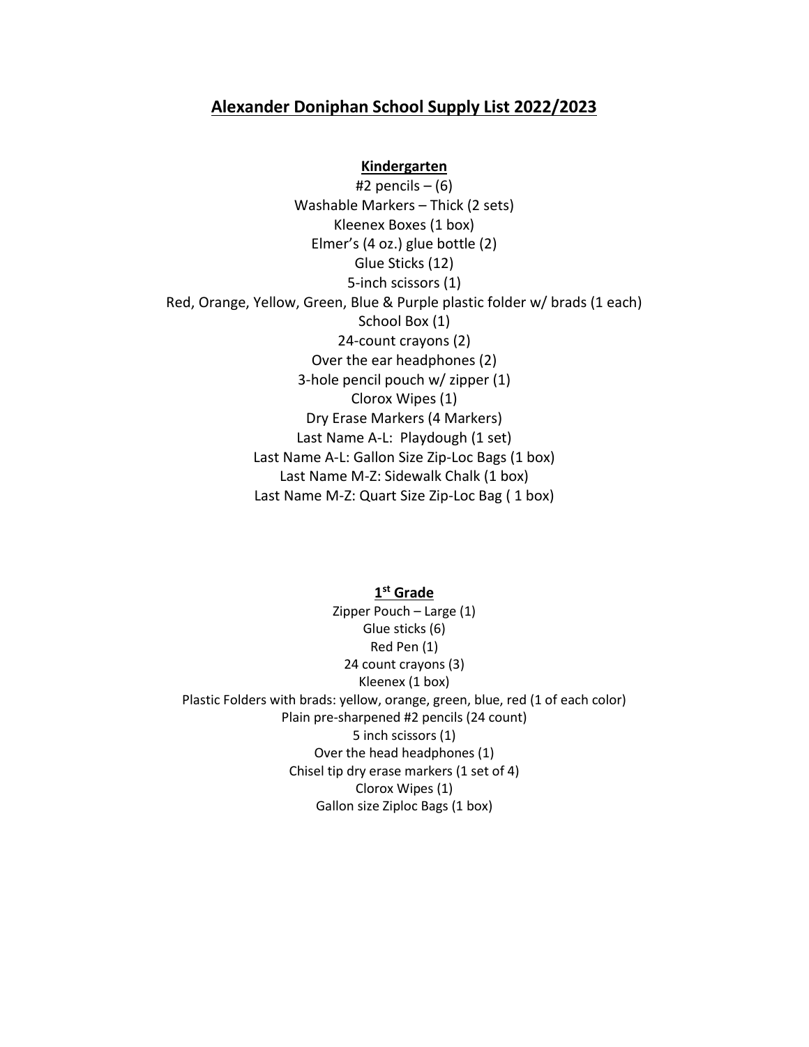# Alexander Doniphan School Supply List 2022/2023

## Kindergarten

#2 pencils – (6)
Washable Markers – Thick (2 sets)
Kleenex Boxes (1 box)
Elmer's (4 oz.) glue bottle (2)
Glue Sticks (12)
5-inch scissors (1)
Red, Orange, Yellow, Green, Blue & Purple plastic folder w/ brads (1 each)
School Box (1)
24-count crayons (2)
Over the ear headphones (2)
3-hole pencil pouch w/ zipper (1)
Clorox Wipes (1)
Dry Erase Markers (4 Markers)
Last Name A-L: Playdough (1 set)
Last Name A-L: Gallon Size Zip-Loc Bags (1 box)
Last Name M-Z: Sidewalk Chalk (1 box)
Last Name M-Z: Quart Size Zip-Loc Bag ( 1 box)

## 1st Grade

Zipper Pouch – Large (1)
Glue sticks (6)
Red Pen (1)
24 count crayons (3)
Kleenex (1 box)
Plastic Folders with brads: yellow, orange, green, blue, red (1 of each color)
Plain pre-sharpened #2 pencils (24 count)
5 inch scissors (1)
Over the head headphones (1)
Chisel tip dry erase markers (1 set of 4)
Clorox Wipes (1)
Gallon size Ziploc Bags (1 box)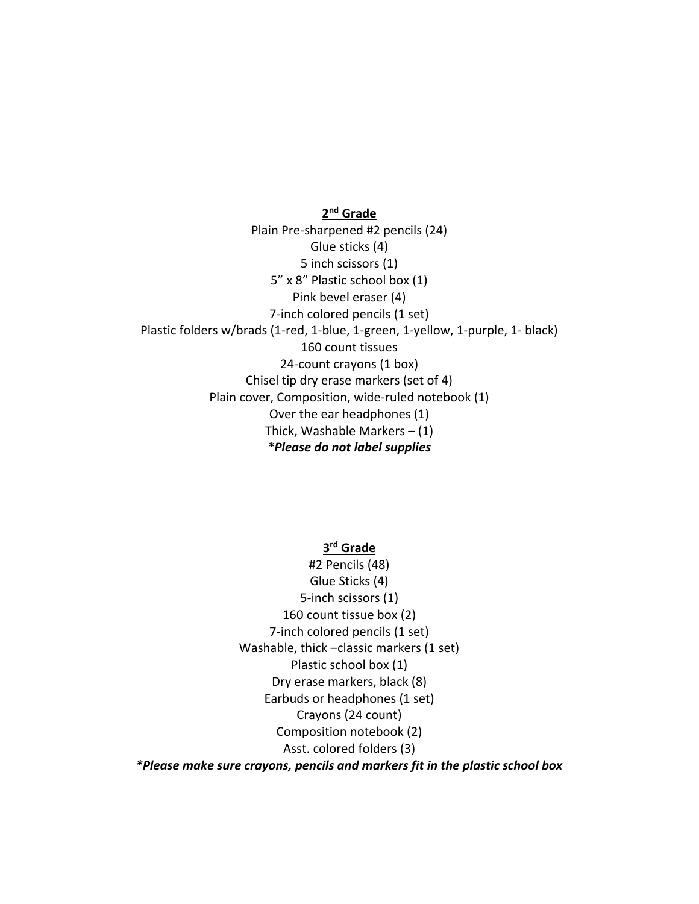## 2nd Grade

Plain Pre-sharpened #2 pencils (24)
Glue sticks (4)
5 inch scissors (1)
5" x 8" Plastic school box (1)
Pink bevel eraser (4)
7-inch colored pencils (1 set)
Plastic folders w/brads (1-red, 1-blue, 1-green, 1-yellow, 1-purple, 1- black)
160 count tissues
24-count crayons (1 box)
Chisel tip dry erase markers (set of 4)
Plain cover, Composition, wide-ruled notebook (1)
Over the ear headphones (1)
Thick, Washable Markers – (1)
***Please do not label supplies***

## 3rd Grade

#2 Pencils (48)
Glue Sticks (4)
5-inch scissors (1)
160 count tissue box (2)
7-inch colored pencils (1 set)
Washable, thick –classic markers (1 set)
Plastic school box (1)
Dry erase markers, black (8)
Earbuds or headphones (1 set)
Crayons (24 count)
Composition notebook (2)
Asst. colored folders (3)
***Please make sure crayons, pencils and markers fit in the plastic school box***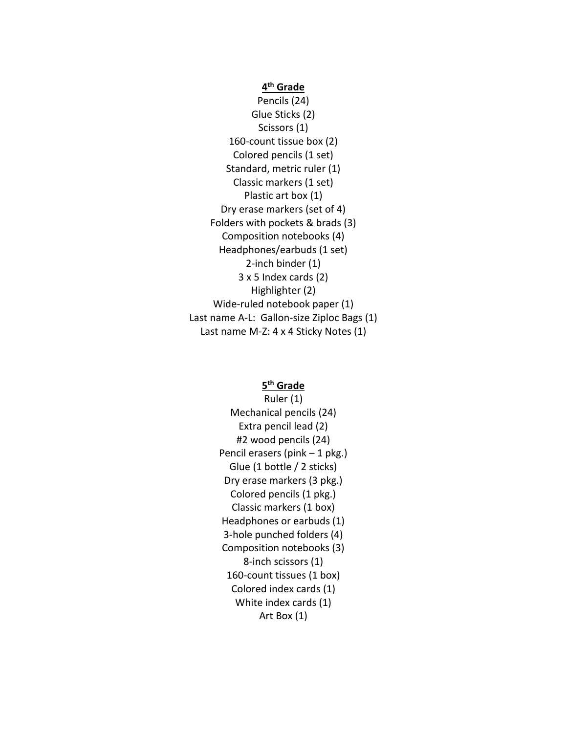## 4th Grade

Pencils (24)
Glue Sticks (2)
Scissors (1)
160-count tissue box (2)
Colored pencils (1 set)
Standard, metric ruler (1)
Classic markers (1 set)
Plastic art box (1)
Dry erase markers (set of 4)
Folders with pockets & brads (3)
Composition notebooks (4)
Headphones/earbuds (1 set)
2-inch binder (1)
3 x 5 Index cards (2)
Highlighter (2)
Wide-ruled notebook paper (1)
Last name A-L: Gallon-size Ziploc Bags (1)
Last name M-Z: 4 x 4 Sticky Notes (1)

## 5th Grade

Ruler (1)
Mechanical pencils (24)
Extra pencil lead (2)
#2 wood pencils (24)
Pencil erasers (pink – 1 pkg.)
Glue (1 bottle / 2 sticks)
Dry erase markers (3 pkg.)
Colored pencils (1 pkg.)
Classic markers (1 box)
Headphones or earbuds (1)
3-hole punched folders (4)
Composition notebooks (3)
8-inch scissors (1)
160-count tissues (1 box)
Colored index cards (1)
White index cards (1)
Art Box (1)